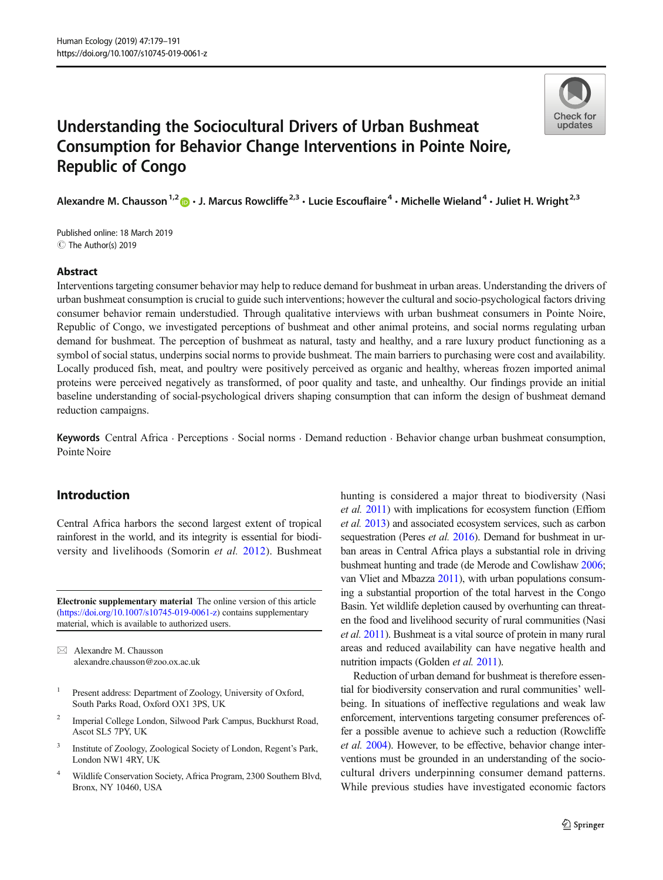# Understanding the Sociocultural Drivers of Urban Bushmeat Consumption for Behavior Change Interventions in Pointe Noire, Republic of Congo

**Alexandre M. Chausson**[1,2] · **J. Marcus Rowcliffe**[2,3] · **Lucie Escouflaire**[4] · **Michelle Wieland**[4] · **Juliet H. Wright**[2,3]

Published online: 18 March 2019
© The Author(s) 2019

## Abstract

Interventions targeting consumer behavior may help to reduce demand for bushmeat in urban areas. Understanding the drivers of urban bushmeat consumption is crucial to guide such interventions; however the cultural and socio-psychological factors driving consumer behavior remain understudied. Through qualitative interviews with urban bushmeat consumers in Pointe Noire, Republic of Congo, we investigated perceptions of bushmeat and other animal proteins, and social norms regulating urban demand for bushmeat. The perception of bushmeat as natural, tasty and healthy, and a rare luxury product functioning as a symbol of social status, underpins social norms to provide bushmeat. The main barriers to purchasing were cost and availability. Locally produced fish, meat, and poultry were positively perceived as organic and healthy, whereas frozen imported animal proteins were perceived negatively as transformed, of poor quality and taste, and unhealthy. Our findings provide an initial baseline understanding of social-psychological drivers shaping consumption that can inform the design of bushmeat demand reduction campaigns.

**Keywords** Central Africa · Perceptions · Social norms · Demand reduction · Behavior change urban bushmeat consumption, Pointe Noire

## Introduction

Central Africa harbors the second largest extent of tropical rainforest in the world, and its integrity is essential for biodiversity and livelihoods (Somorin *et al.* 2012). Bushmeat hunting is considered a major threat to biodiversity (Nasi *et al.* 2011) with implications for ecosystem function (Effiom *et al.* 2013) and associated ecosystem services, such as carbon sequestration (Peres *et al.* 2016). Demand for bushmeat in urban areas in Central Africa plays a substantial role in driving bushmeat hunting and trade (de Merode and Cowlishaw 2006; van Vliet and Mbazza 2011), with urban populations consuming a substantial proportion of the total harvest in the Congo Basin. Yet wildlife depletion caused by overhunting can threaten the food and livelihood security of rural communities (Nasi *et al.* 2011). Bushmeat is a vital source of protein in many rural areas and reduced availability can have negative health and nutrition impacts (Golden *et al.* 2011).

Reduction of urban demand for bushmeat is therefore essential for biodiversity conservation and rural communities' well-being. In situations of ineffective regulations and weak law enforcement, interventions targeting consumer preferences offer a possible avenue to achieve such a reduction (Rowcliffe *et al.* 2004). However, to be effective, behavior change interventions must be grounded in an understanding of the sociocultural drivers underpinning consumer demand patterns. While previous studies have investigated economic factors

---

**Electronic supplementary material** The online version of this article (https://doi.org/10.1007/s10745-019-0061-z) contains supplementary material, which is available to authorized users.

✉ Alexandre M. Chausson
alexandre.chausson@zoo.ox.ac.uk

[1] Present address: Department of Zoology, University of Oxford, South Parks Road, Oxford OX1 3PS, UK

[2] Imperial College London, Silwood Park Campus, Buckhurst Road, Ascot SL5 7PY, UK

[3] Institute of Zoology, Zoological Society of London, Regent's Park, London NW1 4RY, UK

[4] Wildlife Conservation Society, Africa Program, 2300 Southern Blvd, Bronx, NY 10460, USA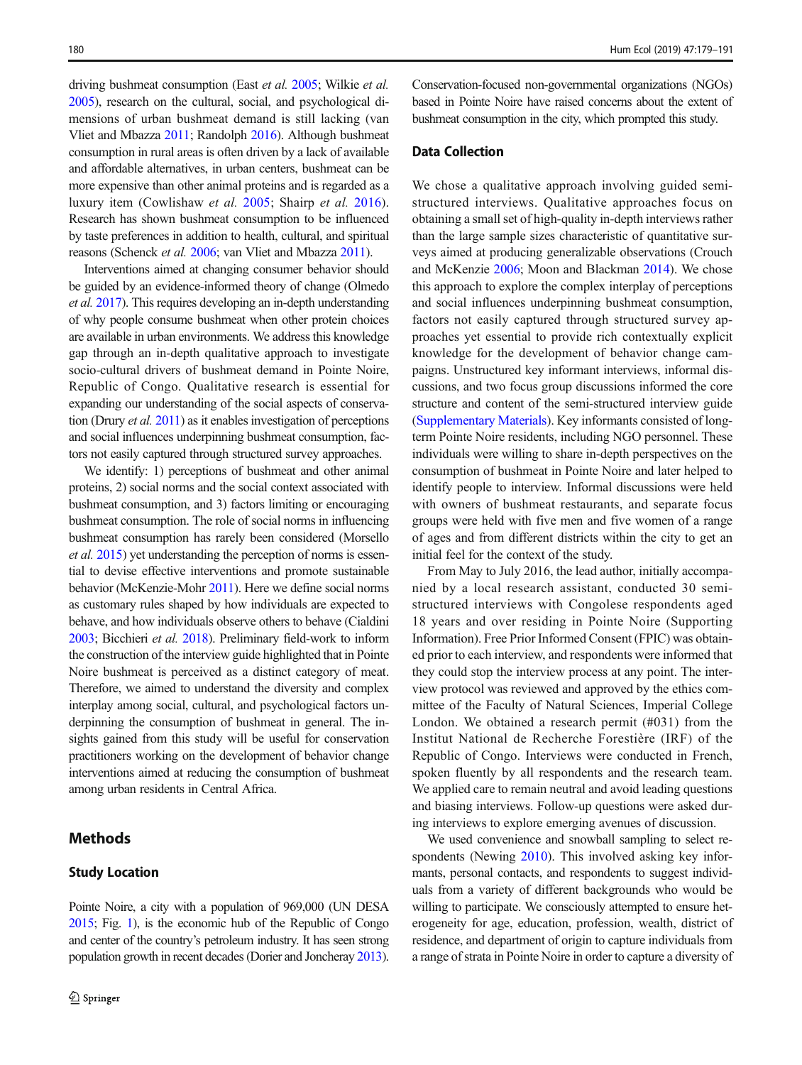driving bushmeat consumption (East *et al.* 2005; Wilkie *et al.* 2005), research on the cultural, social, and psychological dimensions of urban bushmeat demand is still lacking (van Vliet and Mbazza 2011; Randolph 2016). Although bushmeat consumption in rural areas is often driven by a lack of available and affordable alternatives, in urban centers, bushmeat can be more expensive than other animal proteins and is regarded as a luxury item (Cowlishaw *et al.* 2005; Shairp *et al.* 2016). Research has shown bushmeat consumption to be influenced by taste preferences in addition to health, cultural, and spiritual reasons (Schenck *et al.* 2006; van Vliet and Mbazza 2011).

Interventions aimed at changing consumer behavior should be guided by an evidence-informed theory of change (Olmedo *et al.* 2017). This requires developing an in-depth understanding of why people consume bushmeat when other protein choices are available in urban environments. We address this knowledge gap through an in-depth qualitative approach to investigate socio-cultural drivers of bushmeat demand in Pointe Noire, Republic of Congo. Qualitative research is essential for expanding our understanding of the social aspects of conservation (Drury *et al.* 2011) as it enables investigation of perceptions and social influences underpinning bushmeat consumption, factors not easily captured through structured survey approaches.

We identify: 1) perceptions of bushmeat and other animal proteins, 2) social norms and the social context associated with bushmeat consumption, and 3) factors limiting or encouraging bushmeat consumption. The role of social norms in influencing bushmeat consumption has rarely been considered (Morsello *et al.* 2015) yet understanding the perception of norms is essential to devise effective interventions and promote sustainable behavior (McKenzie-Mohr 2011). Here we define social norms as customary rules shaped by how individuals are expected to behave, and how individuals observe others to behave (Cialdini 2003; Bicchieri *et al.* 2018). Preliminary field-work to inform the construction of the interview guide highlighted that in Pointe Noire bushmeat is perceived as a distinct category of meat. Therefore, we aimed to understand the diversity and complex interplay among social, cultural, and psychological factors underpinning the consumption of bushmeat in general. The insights gained from this study will be useful for conservation practitioners working on the development of behavior change interventions aimed at reducing the consumption of bushmeat among urban residents in Central Africa.

## Methods

### Study Location

Pointe Noire, a city with a population of 969,000 (UN DESA 2015; Fig. 1), is the economic hub of the Republic of Congo and center of the country's petroleum industry. It has seen strong population growth in recent decades (Dorier and Joncheray 2013). Conservation-focused non-governmental organizations (NGOs) based in Pointe Noire have raised concerns about the extent of bushmeat consumption in the city, which prompted this study.

### Data Collection

We chose a qualitative approach involving guided semi-structured interviews. Qualitative approaches focus on obtaining a small set of high-quality in-depth interviews rather than the large sample sizes characteristic of quantitative surveys aimed at producing generalizable observations (Crouch and McKenzie 2006; Moon and Blackman 2014). We chose this approach to explore the complex interplay of perceptions and social influences underpinning bushmeat consumption, factors not easily captured through structured survey approaches yet essential to provide rich contextually explicit knowledge for the development of behavior change campaigns. Unstructured key informant interviews, informal discussions, and two focus group discussions informed the core structure and content of the semi-structured interview guide (Supplementary Materials). Key informants consisted of long-term Pointe Noire residents, including NGO personnel. These individuals were willing to share in-depth perspectives on the consumption of bushmeat in Pointe Noire and later helped to identify people to interview. Informal discussions were held with owners of bushmeat restaurants, and separate focus groups were held with five men and five women of a range of ages and from different districts within the city to get an initial feel for the context of the study.

From May to July 2016, the lead author, initially accompanied by a local research assistant, conducted 30 semi-structured interviews with Congolese respondents aged 18 years and over residing in Pointe Noire (Supporting Information). Free Prior Informed Consent (FPIC) was obtained prior to each interview, and respondents were informed that they could stop the interview process at any point. The interview protocol was reviewed and approved by the ethics committee of the Faculty of Natural Sciences, Imperial College London. We obtained a research permit (#031) from the Institut National de Recherche Forestière (IRF) of the Republic of Congo. Interviews were conducted in French, spoken fluently by all respondents and the research team. We applied care to remain neutral and avoid leading questions and biasing interviews. Follow-up questions were asked during interviews to explore emerging avenues of discussion.

We used convenience and snowball sampling to select respondents (Newing 2010). This involved asking key informants, personal contacts, and respondents to suggest individuals from a variety of different backgrounds who would be willing to participate. We consciously attempted to ensure heterogeneity for age, education, profession, wealth, district of residence, and department of origin to capture individuals from a range of strata in Pointe Noire in order to capture a diversity of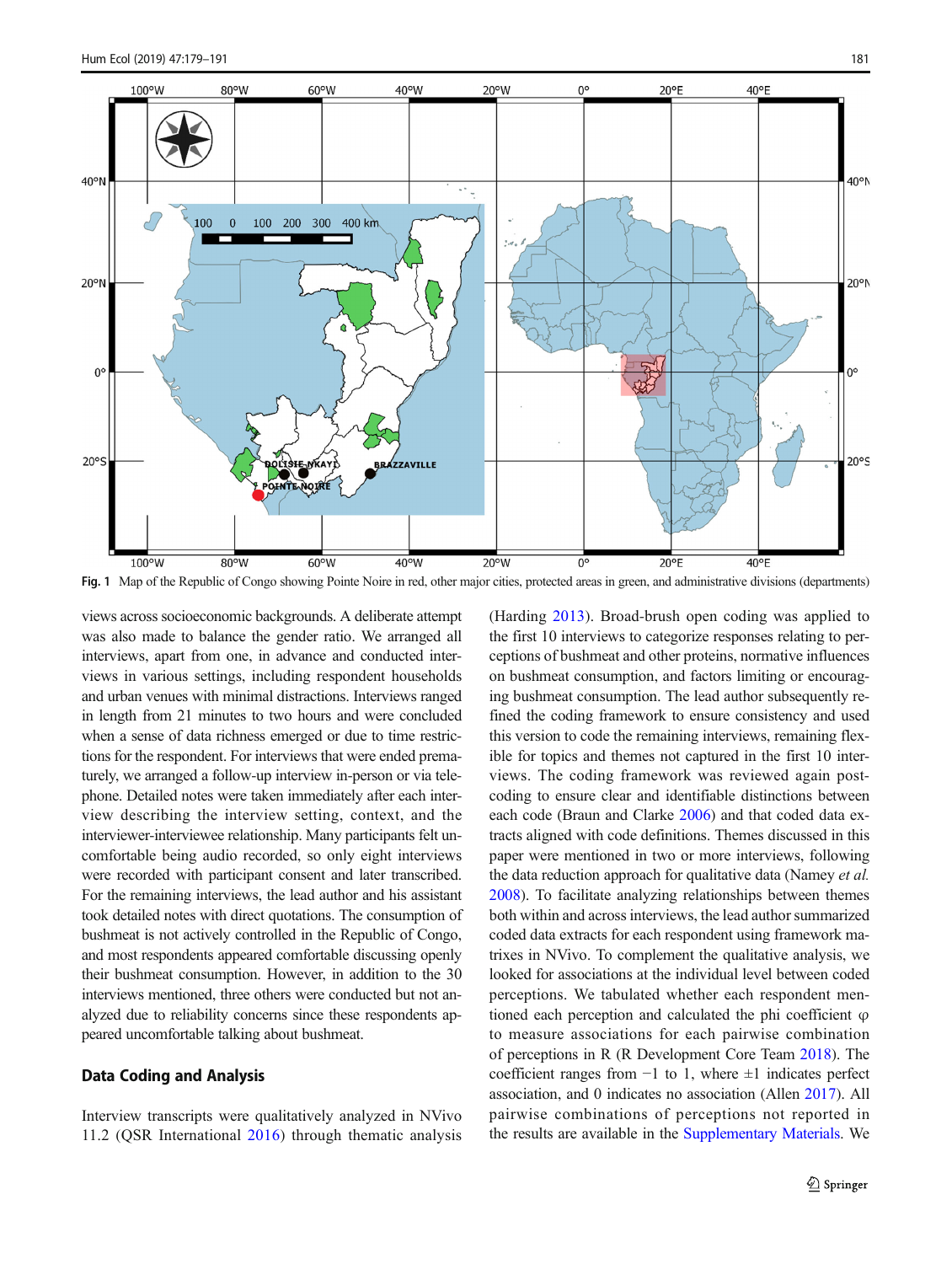Fig. 1 Map of the Republic of Congo showing Pointe Noire in red, other major cities, protected areas in green, and administrative divisions (departments)

views across socioeconomic backgrounds. A deliberate attempt was also made to balance the gender ratio. We arranged all interviews, apart from one, in advance and conducted interviews in various settings, including respondent households and urban venues with minimal distractions. Interviews ranged in length from 21 minutes to two hours and were concluded when a sense of data richness emerged or due to time restrictions for the respondent. For interviews that were ended prematurely, we arranged a follow-up interview in-person or via telephone. Detailed notes were taken immediately after each interview describing the interview setting, context, and the interviewer-interviewee relationship. Many participants felt uncomfortable being audio recorded, so only eight interviews were recorded with participant consent and later transcribed. For the remaining interviews, the lead author and his assistant took detailed notes with direct quotations. The consumption of bushmeat is not actively controlled in the Republic of Congo, and most respondents appeared comfortable discussing openly their bushmeat consumption. However, in addition to the 30 interviews mentioned, three others were conducted but not analyzed due to reliability concerns since these respondents appeared uncomfortable talking about bushmeat.

## Data Coding and Analysis

Interview transcripts were qualitatively analyzed in NVivo 11.2 (QSR International 2016) through thematic analysis (Harding 2013). Broad-brush open coding was applied to the first 10 interviews to categorize responses relating to perceptions of bushmeat and other proteins, normative influences on bushmeat consumption, and factors limiting or encouraging bushmeat consumption. The lead author subsequently refined the coding framework to ensure consistency and used this version to code the remaining interviews, remaining flexible for topics and themes not captured in the first 10 interviews. The coding framework was reviewed again post-coding to ensure clear and identifiable distinctions between each code (Braun and Clarke 2006) and that coded data extracts aligned with code definitions. Themes discussed in this paper were mentioned in two or more interviews, following the data reduction approach for qualitative data (Namey *et al.* 2008). To facilitate analyzing relationships between themes both within and across interviews, the lead author summarized coded data extracts for each respondent using framework matrixes in NVivo. To complement the qualitative analysis, we looked for associations at the individual level between coded perceptions. We tabulated whether each respondent mentioned each perception and calculated the phi coefficient $\varphi$ to measure associations for each pairwise combination of perceptions in R (R Development Core Team 2018). The coefficient ranges from $-1$ to 1, where $\pm 1$ indicates perfect association, and 0 indicates no association (Allen 2017). All pairwise combinations of perceptions not reported in the results are available in the Supplementary Materials. We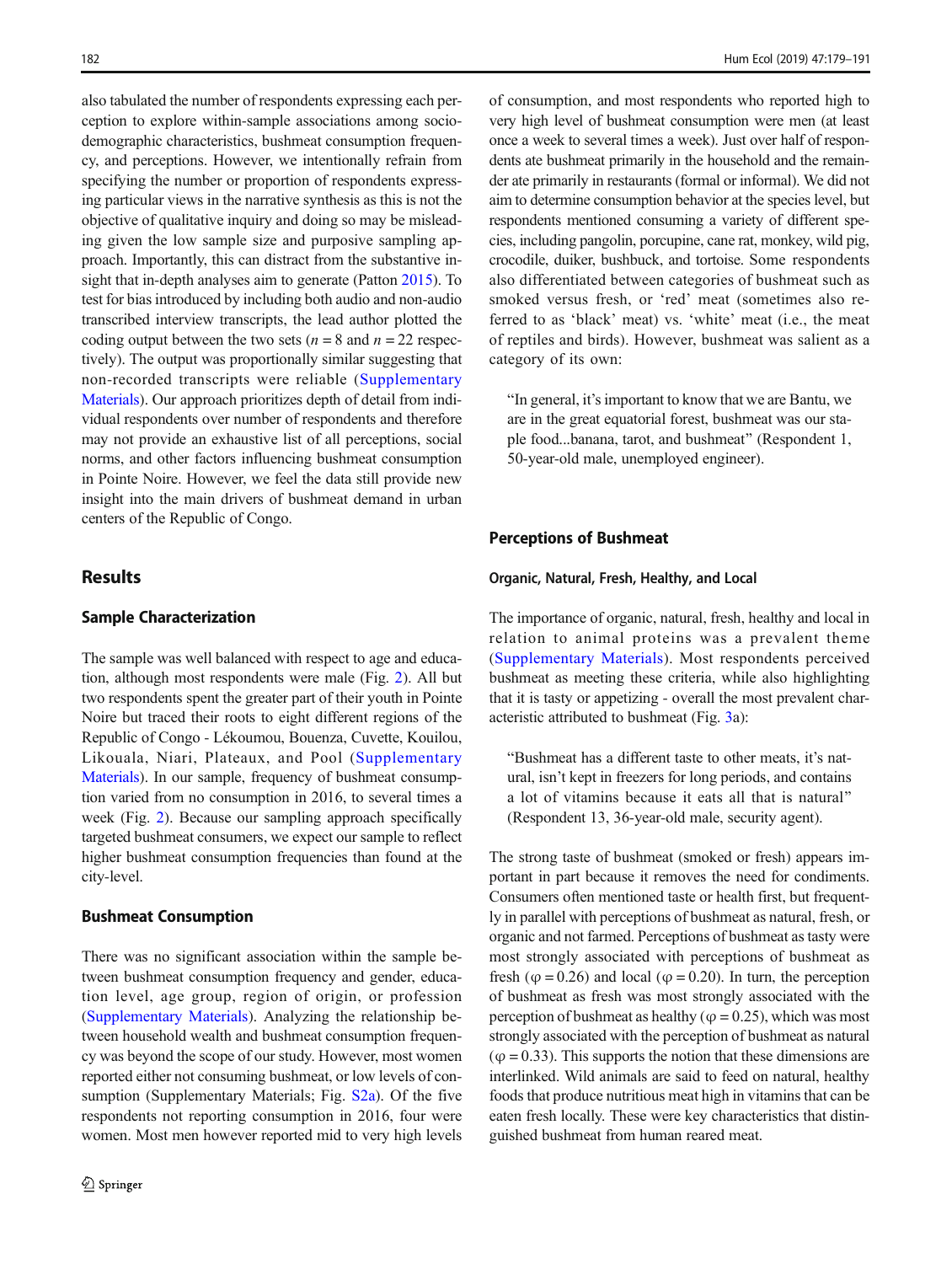also tabulated the number of respondents expressing each perception to explore within-sample associations among socio-demographic characteristics, bushmeat consumption frequency, and perceptions. However, we intentionally refrain from specifying the number or proportion of respondents expressing particular views in the narrative synthesis as this is not the objective of qualitative inquiry and doing so may be misleading given the low sample size and purposive sampling approach. Importantly, this can distract from the substantive insight that in-depth analyses aim to generate (Patton 2015). To test for bias introduced by including both audio and non-audio transcribed interview transcripts, the lead author plotted the coding output between the two sets ($n = 8$ and $n = 22$ respectively). The output was proportionally similar suggesting that non-recorded transcripts were reliable (Supplementary Materials). Our approach prioritizes depth of detail from individual respondents over number of respondents and therefore may not provide an exhaustive list of all perceptions, social norms, and other factors influencing bushmeat consumption in Pointe Noire. However, we feel the data still provide new insight into the main drivers of bushmeat demand in urban centers of the Republic of Congo.

## Results

### Sample Characterization

The sample was well balanced with respect to age and education, although most respondents were male (Fig. 2). All but two respondents spent the greater part of their youth in Pointe Noire but traced their roots to eight different regions of the Republic of Congo - Lékoumou, Bouenza, Cuvette, Kouilou, Likouala, Niari, Plateaux, and Pool (Supplementary Materials). In our sample, frequency of bushmeat consumption varied from no consumption in 2016, to several times a week (Fig. 2). Because our sampling approach specifically targeted bushmeat consumers, we expect our sample to reflect higher bushmeat consumption frequencies than found at the city-level.

### Bushmeat Consumption

There was no significant association within the sample between bushmeat consumption frequency and gender, education level, age group, region of origin, or profession (Supplementary Materials). Analyzing the relationship between household wealth and bushmeat consumption frequency was beyond the scope of our study. However, most women reported either not consuming bushmeat, or low levels of consumption (Supplementary Materials; Fig. S2a). Of the five respondents not reporting consumption in 2016, four were women. Most men however reported mid to very high levels of consumption, and most respondents who reported high to very high level of bushmeat consumption were men (at least once a week to several times a week). Just over half of respondents ate bushmeat primarily in the household and the remainder ate primarily in restaurants (formal or informal). We did not aim to determine consumption behavior at the species level, but respondents mentioned consuming a variety of different species, including pangolin, porcupine, cane rat, monkey, wild pig, crocodile, duiker, bushbuck, and tortoise. Some respondents also differentiated between categories of bushmeat such as smoked versus fresh, or 'red' meat (sometimes also referred to as 'black' meat) vs. 'white' meat (i.e., the meat of reptiles and birds). However, bushmeat was salient as a category of its own:

> "In general, it's important to know that we are Bantu, we are in the great equatorial forest, bushmeat was our staple food...banana, tarot, and bushmeat" (Respondent 1, 50-year-old male, unemployed engineer).

## Perceptions of Bushmeat

### Organic, Natural, Fresh, Healthy, and Local

The importance of organic, natural, fresh, healthy and local in relation to animal proteins was a prevalent theme (Supplementary Materials). Most respondents perceived bushmeat as meeting these criteria, while also highlighting that it is tasty or appetizing - overall the most prevalent characteristic attributed to bushmeat (Fig. 3a):

> "Bushmeat has a different taste to other meats, it's natural, isn't kept in freezers for long periods, and contains a lot of vitamins because it eats all that is natural" (Respondent 13, 36-year-old male, security agent).

The strong taste of bushmeat (smoked or fresh) appears important in part because it removes the need for condiments. Consumers often mentioned taste or health first, but frequently in parallel with perceptions of bushmeat as natural, fresh, or organic and not farmed. Perceptions of bushmeat as tasty were most strongly associated with perceptions of bushmeat as fresh ($\varphi = 0.26$) and local ($\varphi = 0.20$). In turn, the perception of bushmeat as fresh was most strongly associated with the perception of bushmeat as healthy ($\varphi = 0.25$), which was most strongly associated with the perception of bushmeat as natural ($\varphi = 0.33$). This supports the notion that these dimensions are interlinked. Wild animals are said to feed on natural, healthy foods that produce nutritious meat high in vitamins that can be eaten fresh locally. These were key characteristics that distinguished bushmeat from human reared meat.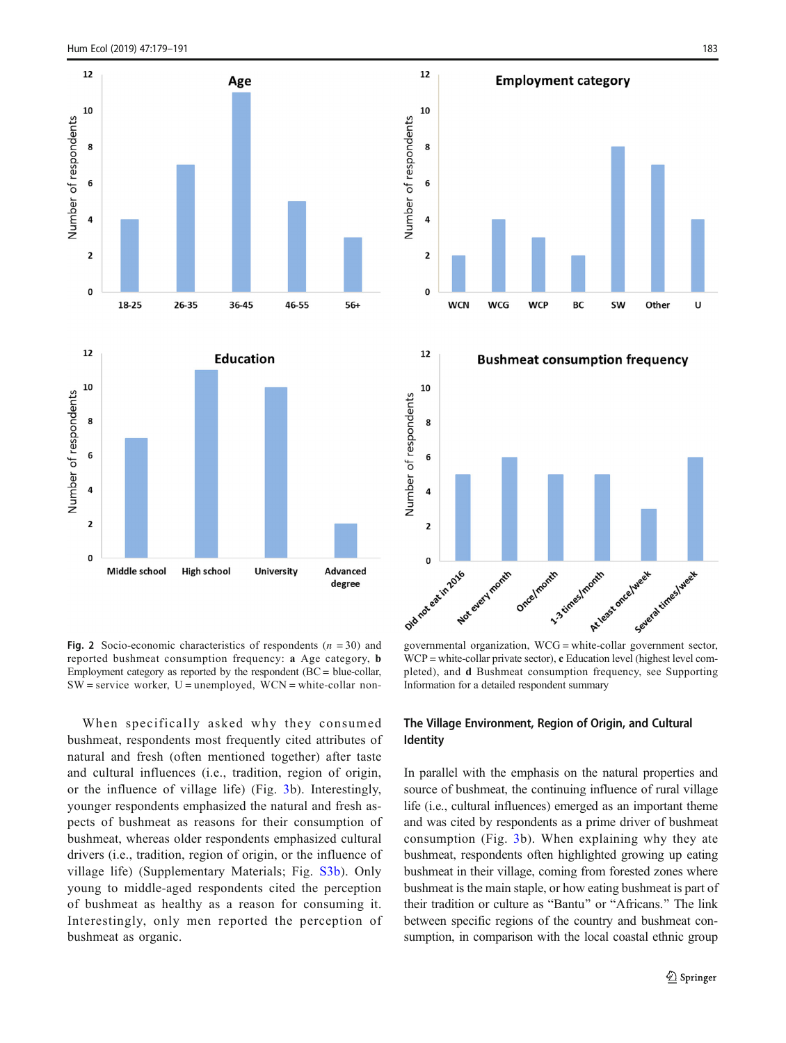**Fig. 2** Socio-economic characteristics of respondents ($n$ = 30) and reported bushmeat consumption frequency: **a** Age category, **b** Employment category as reported by the respondent (BC = blue-collar, SW = service worker, U = unemployed, WCN = white-collar non-governmental organization, WCG = white-collar government sector, WCP = white-collar private sector), **c** Education level (highest level completed), and **d** Bushmeat consumption frequency, see Supporting Information for a detailed respondent summary

When specifically asked why they consumed bushmeat, respondents most frequently cited attributes of natural and fresh (often mentioned together) after taste and cultural influences (i.e., tradition, region of origin, or the influence of village life) (Fig. 3b). Interestingly, younger respondents emphasized the natural and fresh aspects of bushmeat as reasons for their consumption of bushmeat, whereas older respondents emphasized cultural drivers (i.e., tradition, region of origin, or the influence of village life) (Supplementary Materials; Fig. S3b). Only young to middle-aged respondents cited the perception of bushmeat as healthy as a reason for consuming it. Interestingly, only men reported the perception of bushmeat as organic.

## The Village Environment, Region of Origin, and Cultural Identity

In parallel with the emphasis on the natural properties and source of bushmeat, the continuing influence of rural village life (i.e., cultural influences) emerged as an important theme and was cited by respondents as a prime driver of bushmeat consumption (Fig. 3b). When explaining why they ate bushmeat, respondents often highlighted growing up eating bushmeat in their village, coming from forested zones where bushmeat is the main staple, or how eating bushmeat is part of their tradition or culture as "Bantu" or "Africans." The link between specific regions of the country and bushmeat consumption, in comparison with the local coastal ethnic group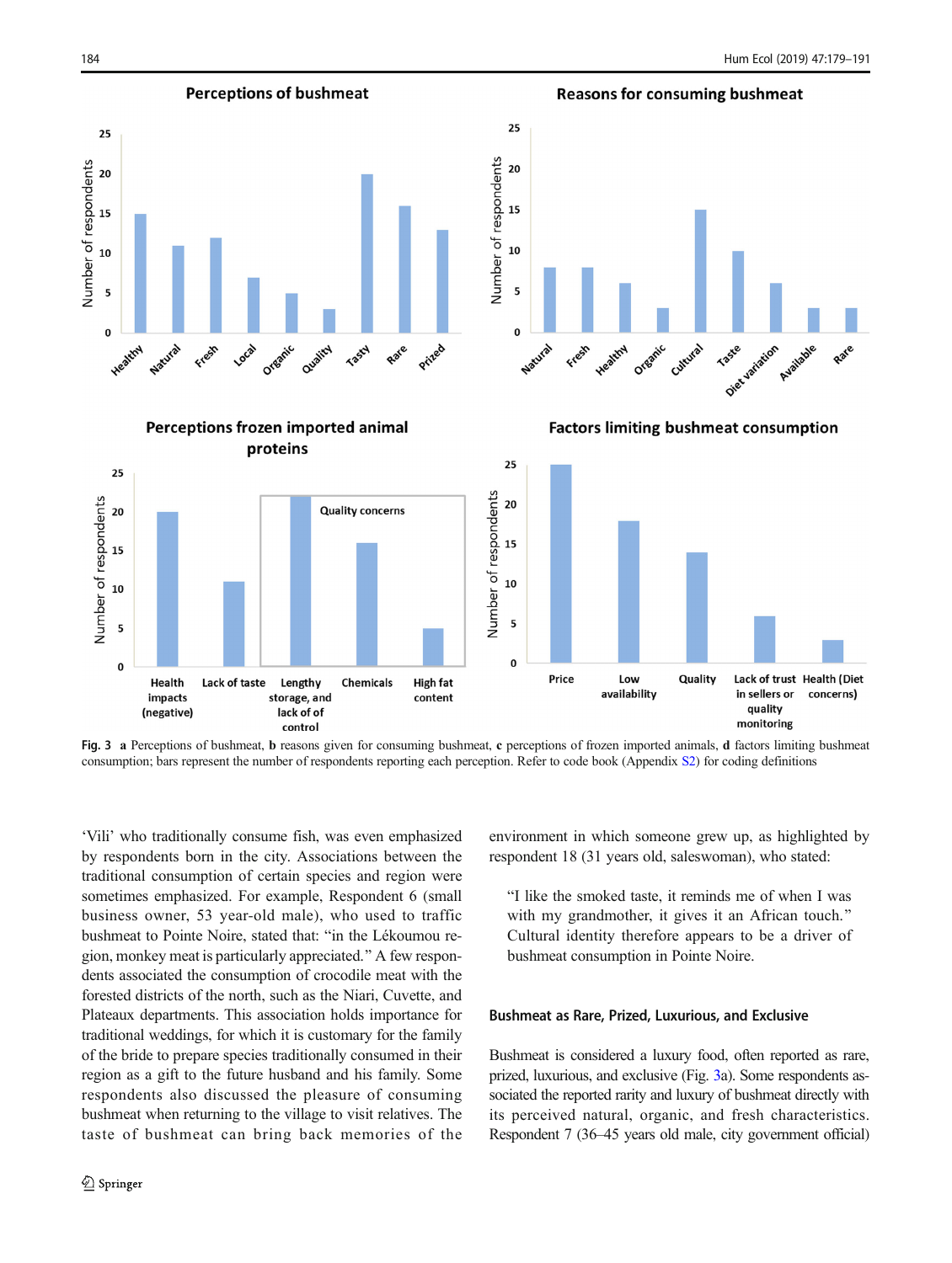**Fig. 3** **a** Perceptions of bushmeat, **b** reasons given for consuming bushmeat, **c** perceptions of frozen imported animals, **d** factors limiting bushmeat consumption; bars represent the number of respondents reporting each perception. Refer to code book (Appendix S2) for coding definitions

'Vili' who traditionally consume fish, was even emphasized by respondents born in the city. Associations between the traditional consumption of certain species and region were sometimes emphasized. For example, Respondent 6 (small business owner, 53 year-old male), who used to traffic bushmeat to Pointe Noire, stated that: "in the Lékoumou region, monkey meat is particularly appreciated." A few respondents associated the consumption of crocodile meat with the forested districts of the north, such as the Niari, Cuvette, and Plateaux departments. This association holds importance for traditional weddings, for which it is customary for the family of the bride to prepare species traditionally consumed in their region as a gift to the future husband and his family. Some respondents also discussed the pleasure of consuming bushmeat when returning to the village to visit relatives. The taste of bushmeat can bring back memories of the environment in which someone grew up, as highlighted by respondent 18 (31 years old, saleswoman), who stated:

> "I like the smoked taste, it reminds me of when I was with my grandmother, it gives it an African touch."
> Cultural identity therefore appears to be a driver of bushmeat consumption in Pointe Noire.

### Bushmeat as Rare, Prized, Luxurious, and Exclusive

Bushmeat is considered a luxury food, often reported as rare, prized, luxurious, and exclusive (Fig. 3a). Some respondents associated the reported rarity and luxury of bushmeat directly with its perceived natural, organic, and fresh characteristics. Respondent 7 (36–45 years old male, city government official)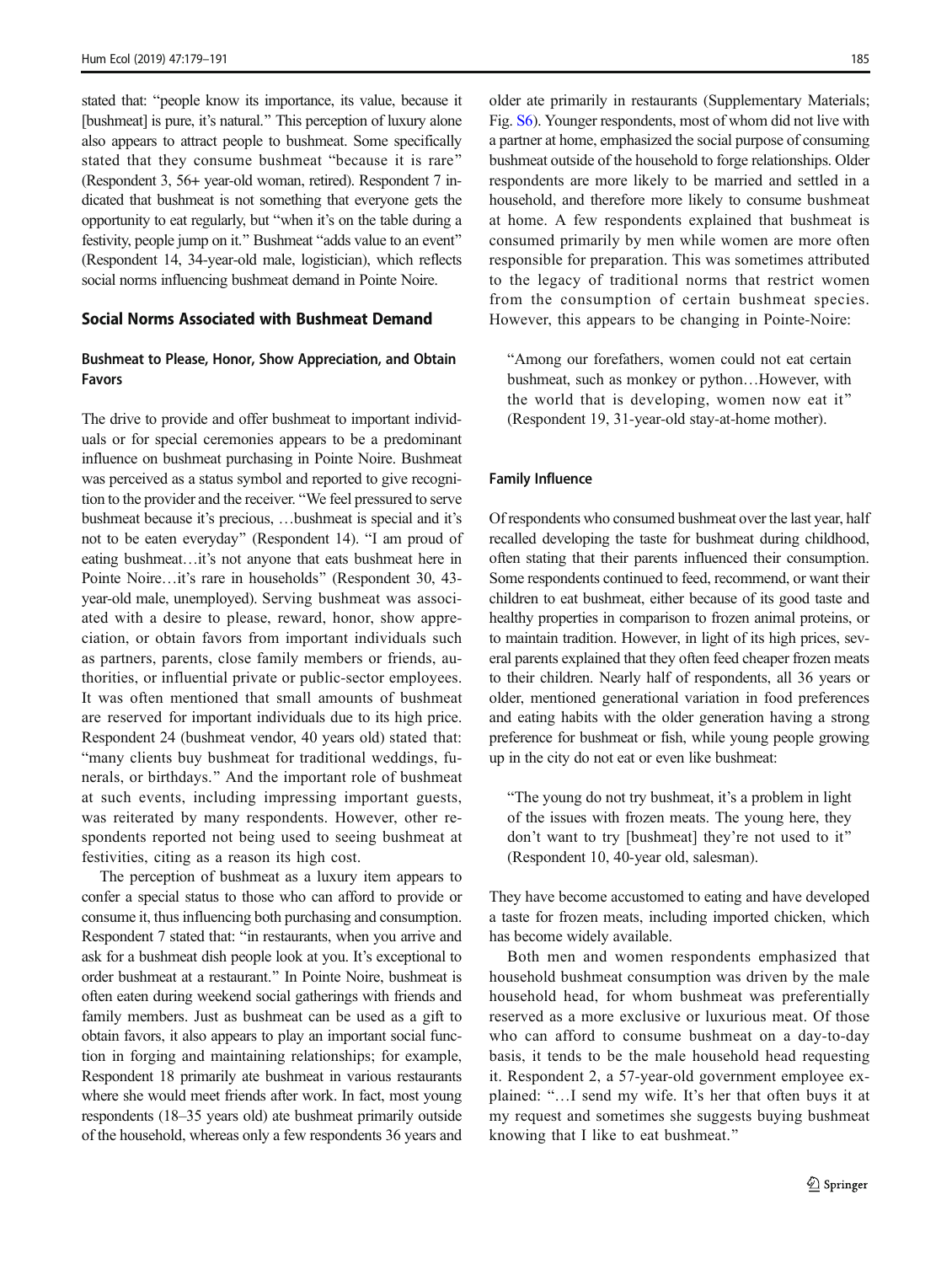stated that: "people know its importance, its value, because it [bushmeat] is pure, it's natural." This perception of luxury alone also appears to attract people to bushmeat. Some specifically stated that they consume bushmeat "because it is rare" (Respondent 3, 56+ year-old woman, retired). Respondent 7 indicated that bushmeat is not something that everyone gets the opportunity to eat regularly, but "when it's on the table during a festivity, people jump on it." Bushmeat "adds value to an event" (Respondent 14, 34-year-old male, logistician), which reflects social norms influencing bushmeat demand in Pointe Noire.

## Social Norms Associated with Bushmeat Demand

### Bushmeat to Please, Honor, Show Appreciation, and Obtain Favors

The drive to provide and offer bushmeat to important individuals or for special ceremonies appears to be a predominant influence on bushmeat purchasing in Pointe Noire. Bushmeat was perceived as a status symbol and reported to give recognition to the provider and the receiver. "We feel pressured to serve bushmeat because it's precious, …bushmeat is special and it's not to be eaten everyday" (Respondent 14). "I am proud of eating bushmeat…it's not anyone that eats bushmeat here in Pointe Noire…it's rare in households" (Respondent 30, 43-year-old male, unemployed). Serving bushmeat was associated with a desire to please, reward, honor, show appreciation, or obtain favors from important individuals such as partners, parents, close family members or friends, authorities, or influential private or public-sector employees. It was often mentioned that small amounts of bushmeat are reserved for important individuals due to its high price. Respondent 24 (bushmeat vendor, 40 years old) stated that: "many clients buy bushmeat for traditional weddings, funerals, or birthdays." And the important role of bushmeat at such events, including impressing important guests, was reiterated by many respondents. However, other respondents reported not being used to seeing bushmeat at festivities, citing as a reason its high cost.

The perception of bushmeat as a luxury item appears to confer a special status to those who can afford to provide or consume it, thus influencing both purchasing and consumption. Respondent 7 stated that: "in restaurants, when you arrive and ask for a bushmeat dish people look at you. It's exceptional to order bushmeat at a restaurant." In Pointe Noire, bushmeat is often eaten during weekend social gatherings with friends and family members. Just as bushmeat can be used as a gift to obtain favors, it also appears to play an important social function in forging and maintaining relationships; for example, Respondent 18 primarily ate bushmeat in various restaurants where she would meet friends after work. In fact, most young respondents (18–35 years old) ate bushmeat primarily outside of the household, whereas only a few respondents 36 years and older ate primarily in restaurants (Supplementary Materials; Fig. S6). Younger respondents, most of whom did not live with a partner at home, emphasized the social purpose of consuming bushmeat outside of the household to forge relationships. Older respondents are more likely to be married and settled in a household, and therefore more likely to consume bushmeat at home. A few respondents explained that bushmeat is consumed primarily by men while women are more often responsible for preparation. This was sometimes attributed to the legacy of traditional norms that restrict women from the consumption of certain bushmeat species. However, this appears to be changing in Pointe-Noire:

> "Among our forefathers, women could not eat certain bushmeat, such as monkey or python…However, with the world that is developing, women now eat it" (Respondent 19, 31-year-old stay-at-home mother).

### Family Influence

Of respondents who consumed bushmeat over the last year, half recalled developing the taste for bushmeat during childhood, often stating that their parents influenced their consumption. Some respondents continued to feed, recommend, or want their children to eat bushmeat, either because of its good taste and healthy properties in comparison to frozen animal proteins, or to maintain tradition. However, in light of its high prices, several parents explained that they often feed cheaper frozen meats to their children. Nearly half of respondents, all 36 years or older, mentioned generational variation in food preferences and eating habits with the older generation having a strong preference for bushmeat or fish, while young people growing up in the city do not eat or even like bushmeat:

> "The young do not try bushmeat, it's a problem in light of the issues with frozen meats. The young here, they don't want to try [bushmeat] they're not used to it" (Respondent 10, 40-year old, salesman).

They have become accustomed to eating and have developed a taste for frozen meats, including imported chicken, which has become widely available.

Both men and women respondents emphasized that household bushmeat consumption was driven by the male household head, for whom bushmeat was preferentially reserved as a more exclusive or luxurious meat. Of those who can afford to consume bushmeat on a day-to-day basis, it tends to be the male household head requesting it. Respondent 2, a 57-year-old government employee explained: "…I send my wife. It's her that often buys it at my request and sometimes she suggests buying bushmeat knowing that I like to eat bushmeat."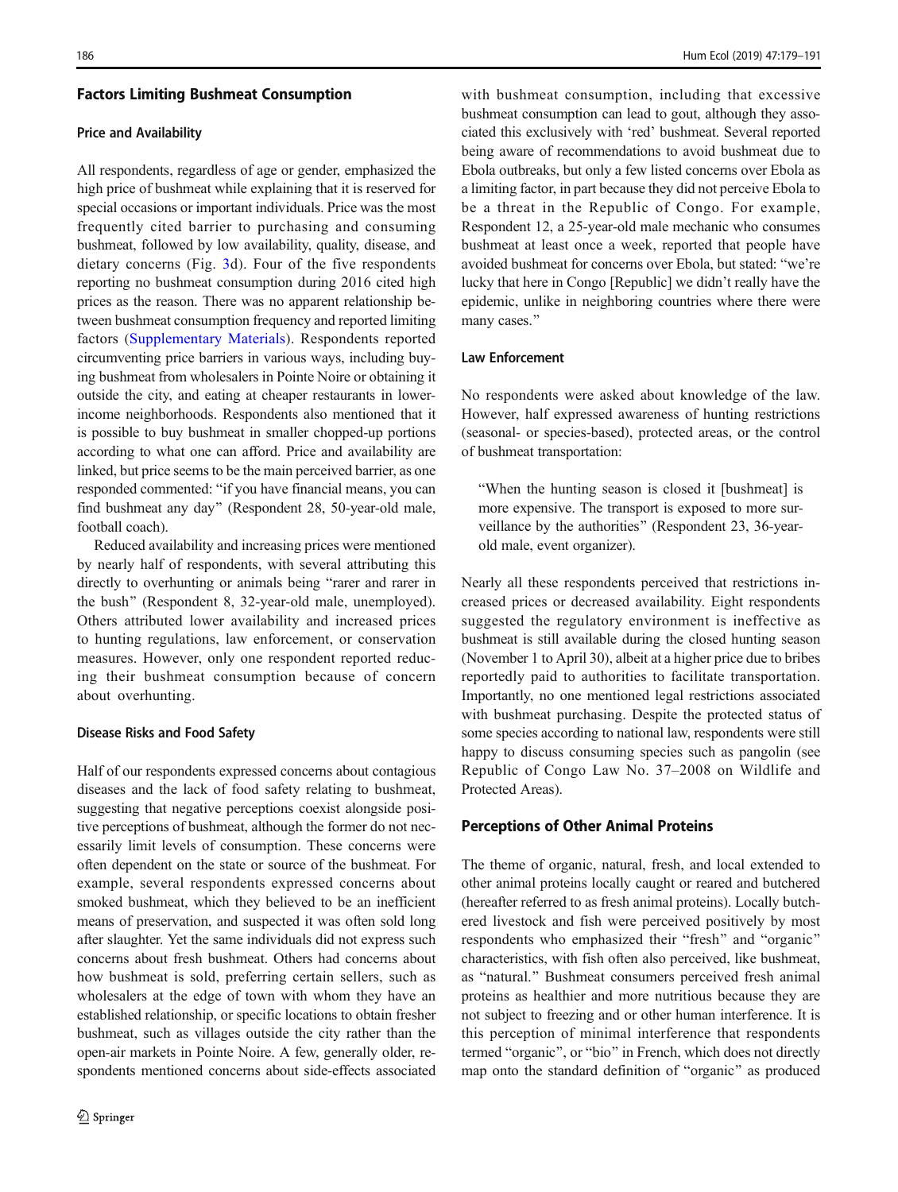## Factors Limiting Bushmeat Consumption

### Price and Availability

All respondents, regardless of age or gender, emphasized the high price of bushmeat while explaining that it is reserved for special occasions or important individuals. Price was the most frequently cited barrier to purchasing and consuming bushmeat, followed by low availability, quality, disease, and dietary concerns (Fig. 3d). Four of the five respondents reporting no bushmeat consumption during 2016 cited high prices as the reason. There was no apparent relationship between bushmeat consumption frequency and reported limiting factors (Supplementary Materials). Respondents reported circumventing price barriers in various ways, including buying bushmeat from wholesalers in Pointe Noire or obtaining it outside the city, and eating at cheaper restaurants in lower-income neighborhoods. Respondents also mentioned that it is possible to buy bushmeat in smaller chopped-up portions according to what one can afford. Price and availability are linked, but price seems to be the main perceived barrier, as one responded commented: "if you have financial means, you can find bushmeat any day" (Respondent 28, 50-year-old male, football coach).

Reduced availability and increasing prices were mentioned by nearly half of respondents, with several attributing this directly to overhunting or animals being "rarer and rarer in the bush" (Respondent 8, 32-year-old male, unemployed). Others attributed lower availability and increased prices to hunting regulations, law enforcement, or conservation measures. However, only one respondent reported reducing their bushmeat consumption because of concern about overhunting.

### Disease Risks and Food Safety

Half of our respondents expressed concerns about contagious diseases and the lack of food safety relating to bushmeat, suggesting that negative perceptions coexist alongside positive perceptions of bushmeat, although the former do not necessarily limit levels of consumption. These concerns were often dependent on the state or source of the bushmeat. For example, several respondents expressed concerns about smoked bushmeat, which they believed to be an inefficient means of preservation, and suspected it was often sold long after slaughter. Yet the same individuals did not express such concerns about fresh bushmeat. Others had concerns about how bushmeat is sold, preferring certain sellers, such as wholesalers at the edge of town with whom they have an established relationship, or specific locations to obtain fresher bushmeat, such as villages outside the city rather than the open-air markets in Pointe Noire. A few, generally older, respondents mentioned concerns about side-effects associated with bushmeat consumption, including that excessive bushmeat consumption can lead to gout, although they associated this exclusively with 'red' bushmeat. Several reported being aware of recommendations to avoid bushmeat due to Ebola outbreaks, but only a few listed concerns over Ebola as a limiting factor, in part because they did not perceive Ebola to be a threat in the Republic of Congo. For example, Respondent 12, a 25-year-old male mechanic who consumes bushmeat at least once a week, reported that people have avoided bushmeat for concerns over Ebola, but stated: "we're lucky that here in Congo [Republic] we didn't really have the epidemic, unlike in neighboring countries where there were many cases."

### Law Enforcement

No respondents were asked about knowledge of the law. However, half expressed awareness of hunting restrictions (seasonal- or species-based), protected areas, or the control of bushmeat transportation:

> "When the hunting season is closed it [bushmeat] is more expensive. The transport is exposed to more surveillance by the authorities" (Respondent 23, 36-year-old male, event organizer).

Nearly all these respondents perceived that restrictions increased prices or decreased availability. Eight respondents suggested the regulatory environment is ineffective as bushmeat is still available during the closed hunting season (November 1 to April 30), albeit at a higher price due to bribes reportedly paid to authorities to facilitate transportation. Importantly, no one mentioned legal restrictions associated with bushmeat purchasing. Despite the protected status of some species according to national law, respondents were still happy to discuss consuming species such as pangolin (see Republic of Congo Law No. 37–2008 on Wildlife and Protected Areas).

## Perceptions of Other Animal Proteins

The theme of organic, natural, fresh, and local extended to other animal proteins locally caught or reared and butchered (hereafter referred to as fresh animal proteins). Locally butchered livestock and fish were perceived positively by most respondents who emphasized their "fresh" and "organic" characteristics, with fish often also perceived, like bushmeat, as "natural." Bushmeat consumers perceived fresh animal proteins as healthier and more nutritious because they are not subject to freezing and or other human interference. It is this perception of minimal interference that respondents termed "organic", or "bio" in French, which does not directly map onto the standard definition of "organic" as produced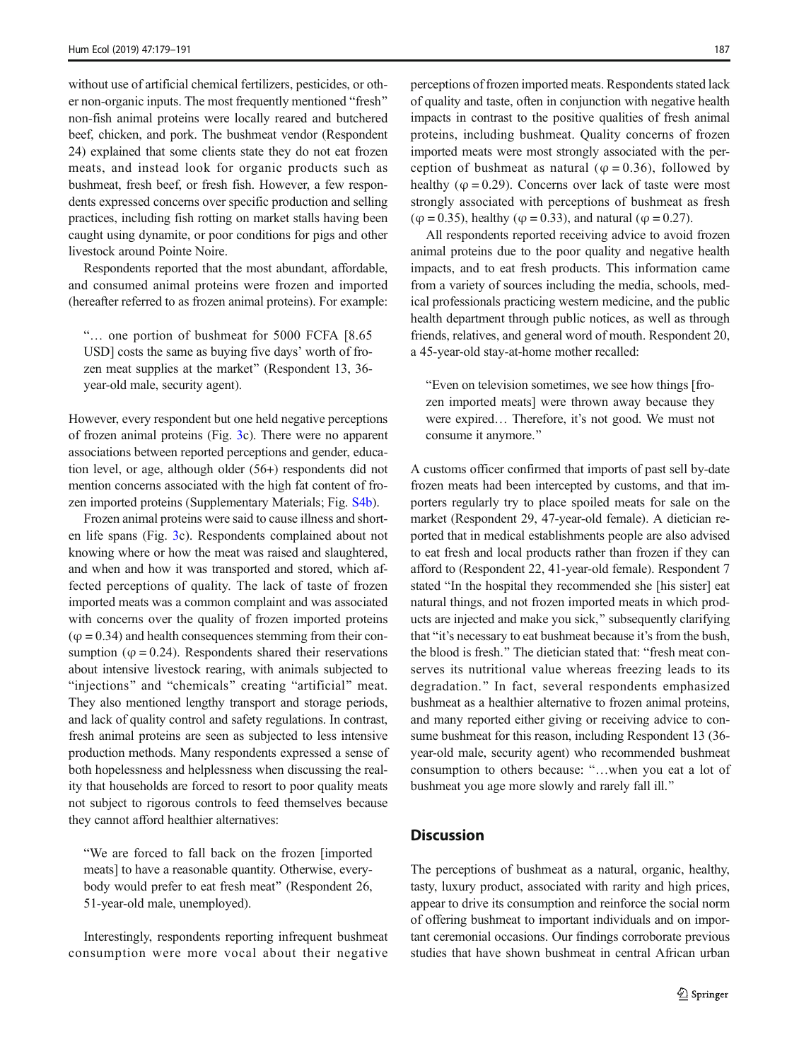without use of artificial chemical fertilizers, pesticides, or other non-organic inputs. The most frequently mentioned "fresh" non-fish animal proteins were locally reared and butchered beef, chicken, and pork. The bushmeat vendor (Respondent 24) explained that some clients state they do not eat frozen meats, and instead look for organic products such as bushmeat, fresh beef, or fresh fish. However, a few respondents expressed concerns over specific production and selling practices, including fish rotting on market stalls having been caught using dynamite, or poor conditions for pigs and other livestock around Pointe Noire.

Respondents reported that the most abundant, affordable, and consumed animal proteins were frozen and imported (hereafter referred to as frozen animal proteins). For example:

> "… one portion of bushmeat for 5000 FCFA [8.65 USD] costs the same as buying five days' worth of frozen meat supplies at the market" (Respondent 13, 36-year-old male, security agent).

However, every respondent but one held negative perceptions of frozen animal proteins (Fig. 3c). There were no apparent associations between reported perceptions and gender, education level, or age, although older (56+) respondents did not mention concerns associated with the high fat content of frozen imported proteins (Supplementary Materials; Fig. S4b).

Frozen animal proteins were said to cause illness and shorten life spans (Fig. 3c). Respondents complained about not knowing where or how the meat was raised and slaughtered, and when and how it was transported and stored, which affected perceptions of quality. The lack of taste of frozen imported meats was a common complaint and was associated with concerns over the quality of frozen imported proteins ($\varphi = 0.34$) and health consequences stemming from their consumption ($\varphi = 0.24$). Respondents shared their reservations about intensive livestock rearing, with animals subjected to "injections" and "chemicals" creating "artificial" meat. They also mentioned lengthy transport and storage periods, and lack of quality control and safety regulations. In contrast, fresh animal proteins are seen as subjected to less intensive production methods. Many respondents expressed a sense of both hopelessness and helplessness when discussing the reality that households are forced to resort to poor quality meats not subject to rigorous controls to feed themselves because they cannot afford healthier alternatives:

> "We are forced to fall back on the frozen [imported meats] to have a reasonable quantity. Otherwise, everybody would prefer to eat fresh meat" (Respondent 26, 51-year-old male, unemployed).

Interestingly, respondents reporting infrequent bushmeat consumption were more vocal about their negative perceptions of frozen imported meats. Respondents stated lack of quality and taste, often in conjunction with negative health impacts in contrast to the positive qualities of fresh animal proteins, including bushmeat. Quality concerns of frozen imported meats were most strongly associated with the perception of bushmeat as natural ($\varphi = 0.36$), followed by healthy ($\varphi = 0.29$). Concerns over lack of taste were most strongly associated with perceptions of bushmeat as fresh ($\varphi = 0.35$), healthy ($\varphi = 0.33$), and natural ($\varphi = 0.27$).

All respondents reported receiving advice to avoid frozen animal proteins due to the poor quality and negative health impacts, and to eat fresh products. This information came from a variety of sources including the media, schools, medical professionals practicing western medicine, and the public health department through public notices, as well as through friends, relatives, and general word of mouth. Respondent 20, a 45-year-old stay-at-home mother recalled:

> "Even on television sometimes, we see how things [frozen imported meats] were thrown away because they were expired… Therefore, it's not good. We must not consume it anymore."

A customs officer confirmed that imports of past sell by-date frozen meats had been intercepted by customs, and that importers regularly try to place spoiled meats for sale on the market (Respondent 29, 47-year-old female). A dietician reported that in medical establishments people are also advised to eat fresh and local products rather than frozen if they can afford to (Respondent 22, 41-year-old female). Respondent 7 stated "In the hospital they recommended she [his sister] eat natural things, and not frozen imported meats in which products are injected and make you sick," subsequently clarifying that "it's necessary to eat bushmeat because it's from the bush, the blood is fresh." The dietician stated that: "fresh meat conserves its nutritional value whereas freezing leads to its degradation." In fact, several respondents emphasized bushmeat as a healthier alternative to frozen animal proteins, and many reported either giving or receiving advice to consume bushmeat for this reason, including Respondent 13 (36-year-old male, security agent) who recommended bushmeat consumption to others because: "…when you eat a lot of bushmeat you age more slowly and rarely fall ill."

## Discussion

The perceptions of bushmeat as a natural, organic, healthy, tasty, luxury product, associated with rarity and high prices, appear to drive its consumption and reinforce the social norm of offering bushmeat to important individuals and on important ceremonial occasions. Our findings corroborate previous studies that have shown bushmeat in central African urban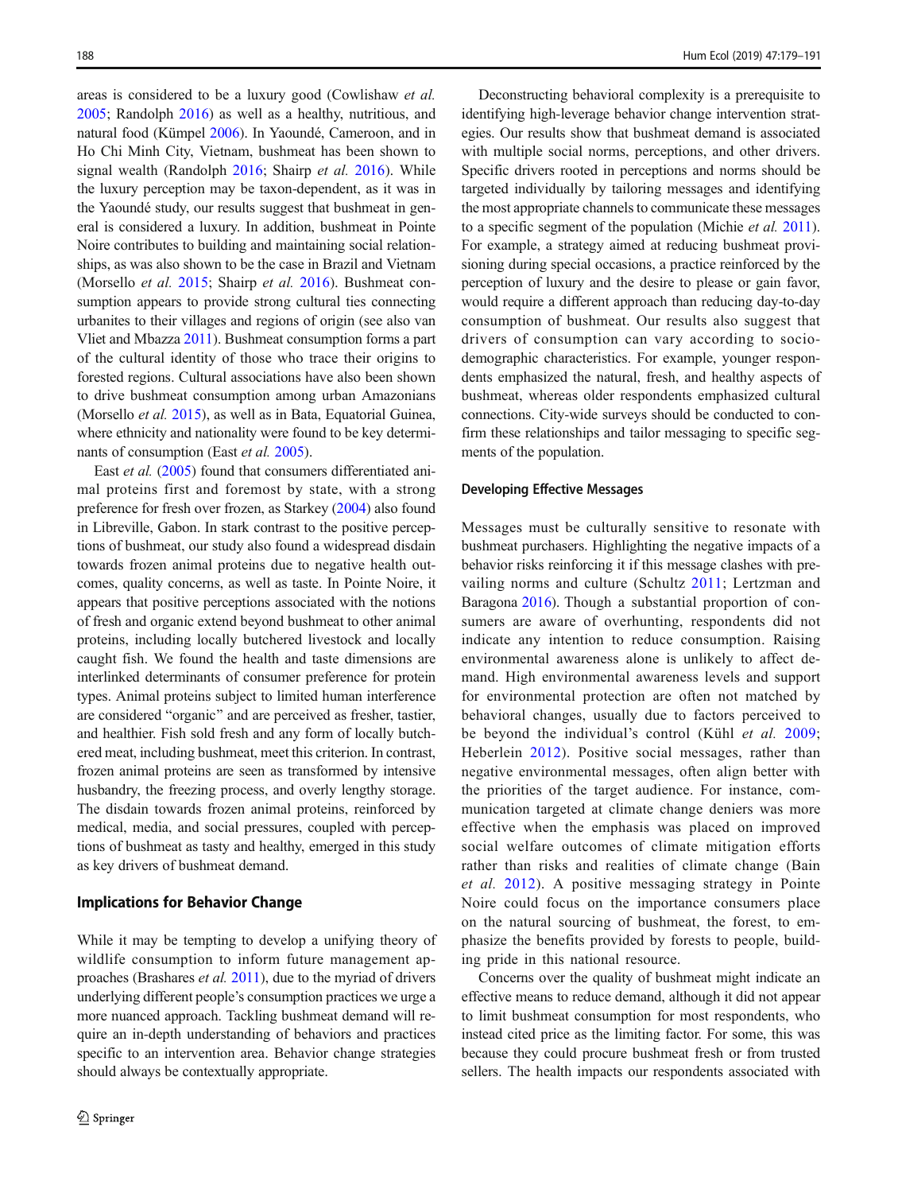areas is considered to be a luxury good (Cowlishaw *et al.* 2005; Randolph 2016) as well as a healthy, nutritious, and natural food (Kümpel 2006). In Yaoundé, Cameroon, and in Ho Chi Minh City, Vietnam, bushmeat has been shown to signal wealth (Randolph 2016; Shairp *et al.* 2016). While the luxury perception may be taxon-dependent, as it was in the Yaoundé study, our results suggest that bushmeat in general is considered a luxury. In addition, bushmeat in Pointe Noire contributes to building and maintaining social relationships, as was also shown to be the case in Brazil and Vietnam (Morsello *et al.* 2015; Shairp *et al.* 2016). Bushmeat consumption appears to provide strong cultural ties connecting urbanites to their villages and regions of origin (see also van Vliet and Mbazza 2011). Bushmeat consumption forms a part of the cultural identity of those who trace their origins to forested regions. Cultural associations have also been shown to drive bushmeat consumption among urban Amazonians (Morsello *et al.* 2015), as well as in Bata, Equatorial Guinea, where ethnicity and nationality were found to be key determinants of consumption (East *et al.* 2005).

East *et al.* (2005) found that consumers differentiated animal proteins first and foremost by state, with a strong preference for fresh over frozen, as Starkey (2004) also found in Libreville, Gabon. In stark contrast to the positive perceptions of bushmeat, our study also found a widespread disdain towards frozen animal proteins due to negative health outcomes, quality concerns, as well as taste. In Pointe Noire, it appears that positive perceptions associated with the notions of fresh and organic extend beyond bushmeat to other animal proteins, including locally butchered livestock and locally caught fish. We found the health and taste dimensions are interlinked determinants of consumer preference for protein types. Animal proteins subject to limited human interference are considered "organic" and are perceived as fresher, tastier, and healthier. Fish sold fresh and any form of locally butchered meat, including bushmeat, meet this criterion. In contrast, frozen animal proteins are seen as transformed by intensive husbandry, the freezing process, and overly lengthy storage. The disdain towards frozen animal proteins, reinforced by medical, media, and social pressures, coupled with perceptions of bushmeat as tasty and healthy, emerged in this study as key drivers of bushmeat demand.

## Implications for Behavior Change

While it may be tempting to develop a unifying theory of wildlife consumption to inform future management approaches (Brashares *et al.* 2011), due to the myriad of drivers underlying different people's consumption practices we urge a more nuanced approach. Tackling bushmeat demand will require an in-depth understanding of behaviors and practices specific to an intervention area. Behavior change strategies should always be contextually appropriate.

Deconstructing behavioral complexity is a prerequisite to identifying high-leverage behavior change intervention strategies. Our results show that bushmeat demand is associated with multiple social norms, perceptions, and other drivers. Specific drivers rooted in perceptions and norms should be targeted individually by tailoring messages and identifying the most appropriate channels to communicate these messages to a specific segment of the population (Michie *et al.* 2011). For example, a strategy aimed at reducing bushmeat provisioning during special occasions, a practice reinforced by the perception of luxury and the desire to please or gain favor, would require a different approach than reducing day-to-day consumption of bushmeat. Our results also suggest that drivers of consumption can vary according to sociodemographic characteristics. For example, younger respondents emphasized the natural, fresh, and healthy aspects of bushmeat, whereas older respondents emphasized cultural connections. City-wide surveys should be conducted to confirm these relationships and tailor messaging to specific segments of the population.

### Developing Effective Messages

Messages must be culturally sensitive to resonate with bushmeat purchasers. Highlighting the negative impacts of a behavior risks reinforcing it if this message clashes with prevailing norms and culture (Schultz 2011; Lertzman and Baragona 2016). Though a substantial proportion of consumers are aware of overhunting, respondents did not indicate any intention to reduce consumption. Raising environmental awareness alone is unlikely to affect demand. High environmental awareness levels and support for environmental protection are often not matched by behavioral changes, usually due to factors perceived to be beyond the individual's control (Kühl *et al.* 2009; Heberlein 2012). Positive social messages, rather than negative environmental messages, often align better with the priorities of the target audience. For instance, communication targeted at climate change deniers was more effective when the emphasis was placed on improved social welfare outcomes of climate mitigation efforts rather than risks and realities of climate change (Bain *et al.* 2012). A positive messaging strategy in Pointe Noire could focus on the importance consumers place on the natural sourcing of bushmeat, the forest, to emphasize the benefits provided by forests to people, building pride in this national resource.

Concerns over the quality of bushmeat might indicate an effective means to reduce demand, although it did not appear to limit bushmeat consumption for most respondents, who instead cited price as the limiting factor. For some, this was because they could procure bushmeat fresh or from trusted sellers. The health impacts our respondents associated with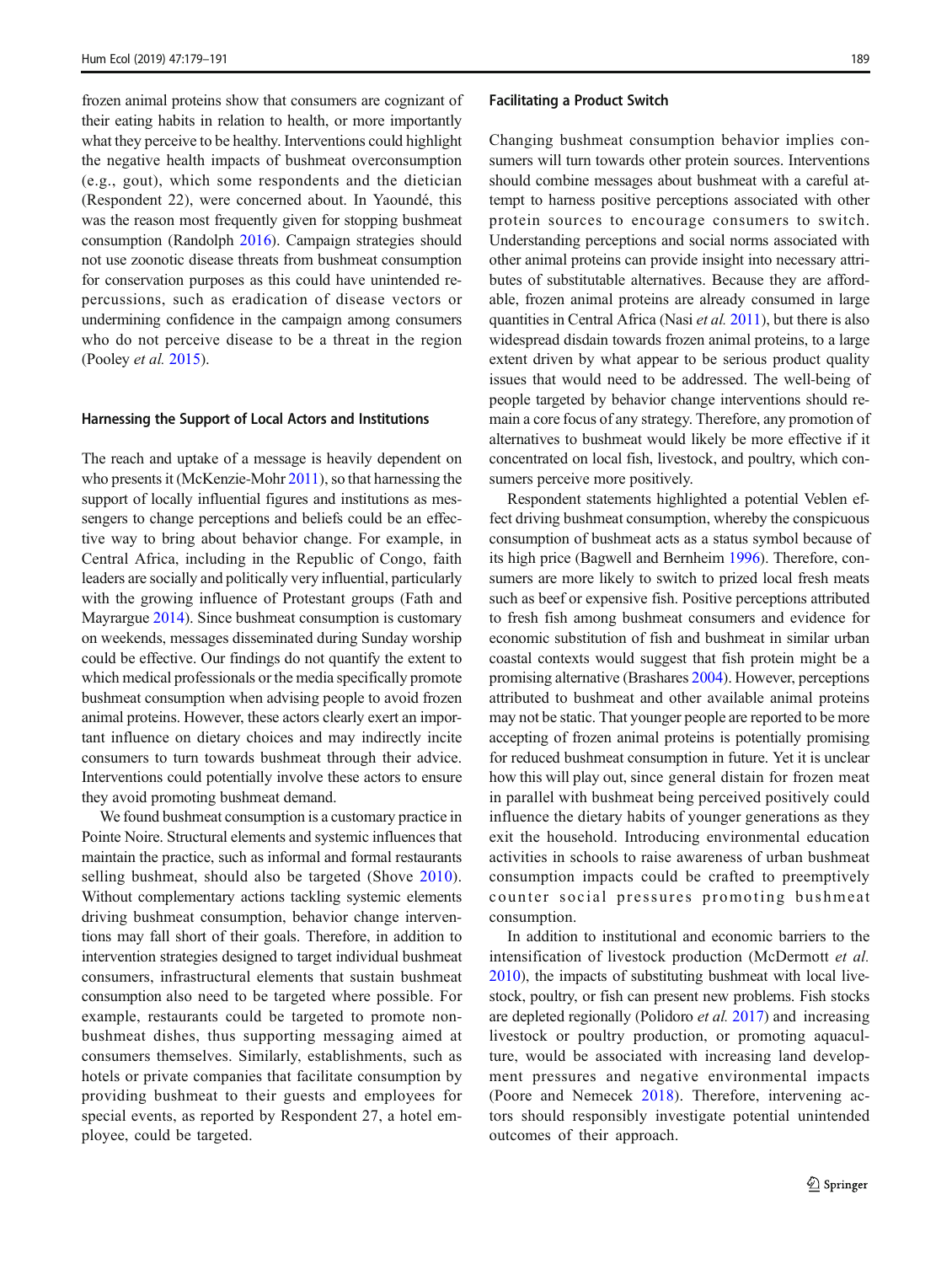frozen animal proteins show that consumers are cognizant of their eating habits in relation to health, or more importantly what they perceive to be healthy. Interventions could highlight the negative health impacts of bushmeat overconsumption (e.g., gout), which some respondents and the dietician (Respondent 22), were concerned about. In Yaoundé, this was the reason most frequently given for stopping bushmeat consumption (Randolph 2016). Campaign strategies should not use zoonotic disease threats from bushmeat consumption for conservation purposes as this could have unintended repercussions, such as eradication of disease vectors or undermining confidence in the campaign among consumers who do not perceive disease to be a threat in the region (Pooley *et al.* 2015).

#### Harnessing the Support of Local Actors and Institutions

The reach and uptake of a message is heavily dependent on who presents it (McKenzie-Mohr 2011), so that harnessing the support of locally influential figures and institutions as messengers to change perceptions and beliefs could be an effective way to bring about behavior change. For example, in Central Africa, including in the Republic of Congo, faith leaders are socially and politically very influential, particularly with the growing influence of Protestant groups (Fath and Mayrargue 2014). Since bushmeat consumption is customary on weekends, messages disseminated during Sunday worship could be effective. Our findings do not quantify the extent to which medical professionals or the media specifically promote bushmeat consumption when advising people to avoid frozen animal proteins. However, these actors clearly exert an important influence on dietary choices and may indirectly incite consumers to turn towards bushmeat through their advice. Interventions could potentially involve these actors to ensure they avoid promoting bushmeat demand.

We found bushmeat consumption is a customary practice in Pointe Noire. Structural elements and systemic influences that maintain the practice, such as informal and formal restaurants selling bushmeat, should also be targeted (Shove 2010). Without complementary actions tackling systemic elements driving bushmeat consumption, behavior change interventions may fall short of their goals. Therefore, in addition to intervention strategies designed to target individual bushmeat consumers, infrastructural elements that sustain bushmeat consumption also need to be targeted where possible. For example, restaurants could be targeted to promote non-bushmeat dishes, thus supporting messaging aimed at consumers themselves. Similarly, establishments, such as hotels or private companies that facilitate consumption by providing bushmeat to their guests and employees for special events, as reported by Respondent 27, a hotel employee, could be targeted.

#### Facilitating a Product Switch

Changing bushmeat consumption behavior implies consumers will turn towards other protein sources. Interventions should combine messages about bushmeat with a careful attempt to harness positive perceptions associated with other protein sources to encourage consumers to switch. Understanding perceptions and social norms associated with other animal proteins can provide insight into necessary attributes of substitutable alternatives. Because they are affordable, frozen animal proteins are already consumed in large quantities in Central Africa (Nasi *et al.* 2011), but there is also widespread disdain towards frozen animal proteins, to a large extent driven by what appear to be serious product quality issues that would need to be addressed. The well-being of people targeted by behavior change interventions should remain a core focus of any strategy. Therefore, any promotion of alternatives to bushmeat would likely be more effective if it concentrated on local fish, livestock, and poultry, which consumers perceive more positively.

Respondent statements highlighted a potential Veblen effect driving bushmeat consumption, whereby the conspicuous consumption of bushmeat acts as a status symbol because of its high price (Bagwell and Bernheim 1996). Therefore, consumers are more likely to switch to prized local fresh meats such as beef or expensive fish. Positive perceptions attributed to fresh fish among bushmeat consumers and evidence for economic substitution of fish and bushmeat in similar urban coastal contexts would suggest that fish protein might be a promising alternative (Brashares 2004). However, perceptions attributed to bushmeat and other available animal proteins may not be static. That younger people are reported to be more accepting of frozen animal proteins is potentially promising for reduced bushmeat consumption in future. Yet it is unclear how this will play out, since general distain for frozen meat in parallel with bushmeat being perceived positively could influence the dietary habits of younger generations as they exit the household. Introducing environmental education activities in schools to raise awareness of urban bushmeat consumption impacts could be crafted to preemptively counter social pressures promoting bushmeat consumption.

In addition to institutional and economic barriers to the intensification of livestock production (McDermott *et al.* 2010), the impacts of substituting bushmeat with local livestock, poultry, or fish can present new problems. Fish stocks are depleted regionally (Polidoro *et al.* 2017) and increasing livestock or poultry production, or promoting aquaculture, would be associated with increasing land development pressures and negative environmental impacts (Poore and Nemecek 2018). Therefore, intervening actors should responsibly investigate potential unintended outcomes of their approach.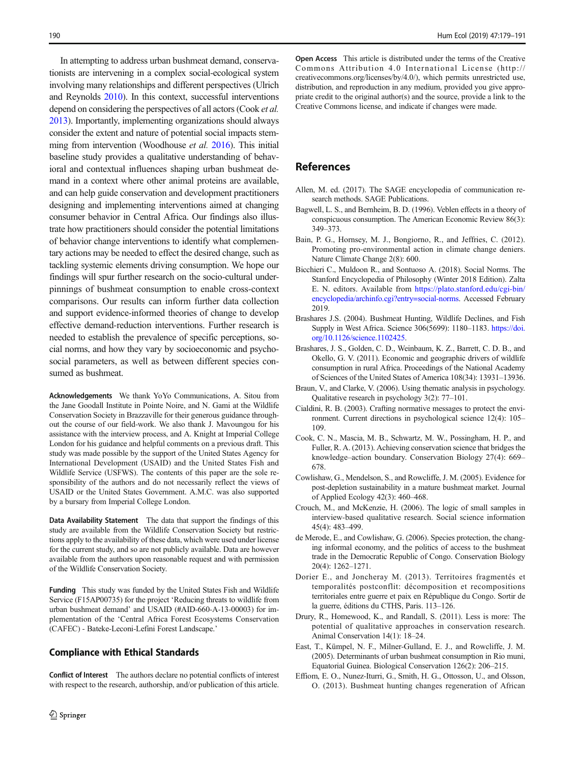In attempting to address urban bushmeat demand, conservationists are intervening in a complex social-ecological system involving many relationships and different perspectives (Ulrich and Reynolds 2010). In this context, successful interventions depend on considering the perspectives of all actors (Cook *et al.* 2013). Importantly, implementing organizations should always consider the extent and nature of potential social impacts stemming from intervention (Woodhouse *et al.* 2016). This initial baseline study provides a qualitative understanding of behavioral and contextual influences shaping urban bushmeat demand in a context where other animal proteins are available, and can help guide conservation and development practitioners designing and implementing interventions aimed at changing consumer behavior in Central Africa. Our findings also illustrate how practitioners should consider the potential limitations of behavior change interventions to identify what complementary actions may be needed to effect the desired change, such as tackling systemic elements driving consumption. We hope our findings will spur further research on the socio-cultural underpinnings of bushmeat consumption to enable cross-context comparisons. Our results can inform further data collection and support evidence-informed theories of change to develop effective demand-reduction interventions. Further research is needed to establish the prevalence of specific perceptions, social norms, and how they vary by socioeconomic and psychosocial parameters, as well as between different species consumed as bushmeat.

**Acknowledgements** We thank YoYo Communications, A. Sitou from the Jane Goodall Institute in Pointe Noire, and N. Gami at the Wildlife Conservation Society in Brazzaville for their generous guidance throughout the course of our field-work. We also thank J. Mavoungou for his assistance with the interview process, and A. Knight at Imperial College London for his guidance and helpful comments on a previous draft. This study was made possible by the support of the United States Agency for International Development (USAID) and the United States Fish and Wildlife Service (USFWS). The contents of this paper are the sole responsibility of the authors and do not necessarily reflect the views of USAID or the United States Government. A.M.C. was also supported by a bursary from Imperial College London.

**Data Availability Statement** The data that support the findings of this study are available from the Wildlife Conservation Society but restrictions apply to the availability of these data, which were used under license for the current study, and so are not publicly available. Data are however available from the authors upon reasonable request and with permission of the Wildlife Conservation Society.

**Funding** This study was funded by the United States Fish and Wildlife Service (F15AP00735) for the project 'Reducing threats to wildlife from urban bushmeat demand' and USAID (#AID-660-A-13-00003) for implementation of the 'Central Africa Forest Ecosystems Conservation (CAFEC) - Bateke-Leconi-Lefini Forest Landscape.'

## Compliance with Ethical Standards

**Conflict of Interest** The authors declare no potential conflicts of interest with respect to the research, authorship, and/or publication of this article.

**Open Access** This article is distributed under the terms of the Creative Commons Attribution 4.0 International License (http://creativecommons.org/licenses/by/4.0/), which permits unrestricted use, distribution, and reproduction in any medium, provided you give appropriate credit to the original author(s) and the source, provide a link to the Creative Commons license, and indicate if changes were made.

## References

Allen, M. ed. (2017). The SAGE encyclopedia of communication research methods. SAGE Publications.

Bagwell, L. S., and Bernheim, B. D. (1996). Veblen effects in a theory of conspicuous consumption. The American Economic Review 86(3): 349–373.

Bain, P. G., Hornsey, M. J., Bongiorno, R., and Jeffries, C. (2012). Promoting pro-environmental action in climate change deniers. Nature Climate Change 2(8): 600.

Bicchieri C., Muldoon R., and Sontuoso A. (2018). Social Norms. The Stanford Encyclopedia of Philosophy (Winter 2018 Edition). Zalta E. N. editors. Available from https://plato.stanford.edu/cgi-bin/encyclopedia/archinfo.cgi?entry=social-norms. Accessed February 2019.

Brashares J.S. (2004). Bushmeat Hunting, Wildlife Declines, and Fish Supply in West Africa. Science 306(5699): 1180–1183. https://doi.org/10.1126/science.1102425.

Brashares, J. S., Golden, C. D., Weinbaum, K. Z., Barrett, C. D. B., and Okello, G. V. (2011). Economic and geographic drivers of wildlife consumption in rural Africa. Proceedings of the National Academy of Sciences of the United States of America 108(34): 13931–13936.

Braun, V., and Clarke, V. (2006). Using thematic analysis in psychology. Qualitative research in psychology 3(2): 77–101.

Cialdini, R. B. (2003). Crafting normative messages to protect the environment. Current directions in psychological science 12(4): 105–109.

Cook, C. N., Mascia, M. B., Schwartz, M. W., Possingham, H. P., and Fuller, R. A. (2013). Achieving conservation science that bridges the knowledge–action boundary. Conservation Biology 27(4): 669–678.

Cowlishaw, G., Mendelson, S., and Rowcliffe, J. M. (2005). Evidence for post-depletion sustainability in a mature bushmeat market. Journal of Applied Ecology 42(3): 460–468.

Crouch, M., and McKenzie, H. (2006). The logic of small samples in interview-based qualitative research. Social science information 45(4): 483–499.

de Merode, E., and Cowlishaw, G. (2006). Species protection, the changing informal economy, and the politics of access to the bushmeat trade in the Democratic Republic of Congo. Conservation Biology 20(4): 1262–1271.

Dorier E., and Joncheray M. (2013). Territoires fragmentés et temporalités postconflit: décomposition et recompositions territoriales entre guerre et paix en République du Congo. Sortir de la guerre, éditions du CTHS, Paris. 113–126.

Drury, R., Homewood, K., and Randall, S. (2011). Less is more: The potential of qualitative approaches in conservation research. Animal Conservation 14(1): 18–24.

East, T., Kümpel, N. F., Milner-Gulland, E. J., and Rowcliffe, J. M. (2005). Determinants of urban bushmeat consumption in Rio muni, Equatorial Guinea. Biological Conservation 126(2): 206–215.

Effiom, E. O., Nunez-Iturri, G., Smith, H. G., Ottosson, U., and Olsson, O. (2013). Bushmeat hunting changes regeneration of African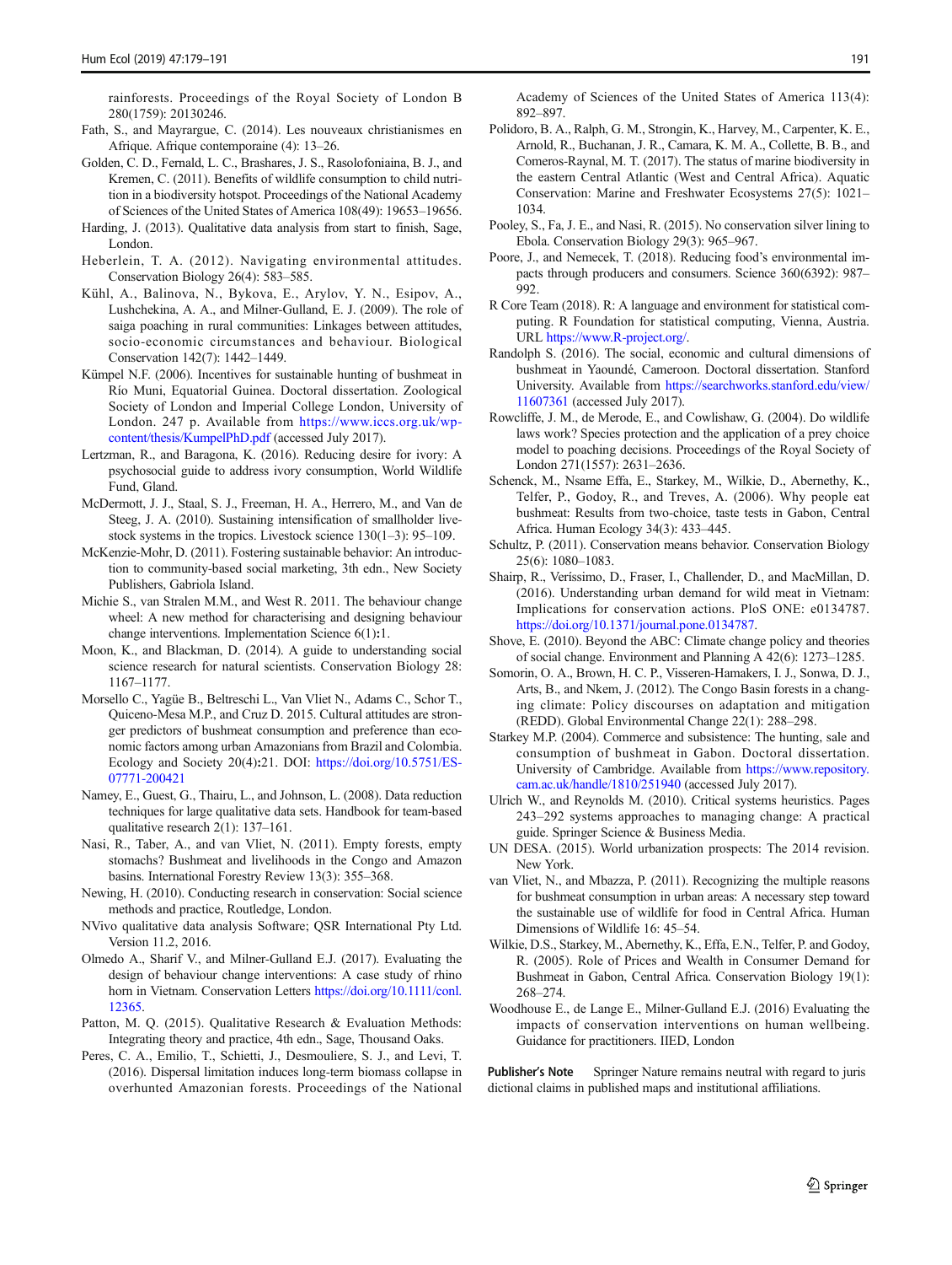rainforests. Proceedings of the Royal Society of London B 280(1759): 20130246.

Fath, S., and Mayrargue, C. (2014). Les nouveaux christianismes en Afrique. Afrique contemporaine (4): 13–26.

Golden, C. D., Fernald, L. C., Brashares, J. S., Rasolofoniaina, B. J., and Kremen, C. (2011). Benefits of wildlife consumption to child nutrition in a biodiversity hotspot. Proceedings of the National Academy of Sciences of the United States of America 108(49): 19653–19656.

Harding, J. (2013). Qualitative data analysis from start to finish, Sage, London.

Heberlein, T. A. (2012). Navigating environmental attitudes. Conservation Biology 26(4): 583–585.

Kühl, A., Balinova, N., Bykova, E., Arylov, Y. N., Esipov, A., Lushchekina, A. A., and Milner-Gulland, E. J. (2009). The role of saiga poaching in rural communities: Linkages between attitudes, socio-economic circumstances and behaviour. Biological Conservation 142(7): 1442–1449.

Kümpel N.F. (2006). Incentives for sustainable hunting of bushmeat in Río Muni, Equatorial Guinea. Doctoral dissertation. Zoological Society of London and Imperial College London, University of London. 247 p. Available from https://www.iccs.org.uk/wp-content/thesis/KumpelPhD.pdf (accessed July 2017).

Lertzman, R., and Baragona, K. (2016). Reducing desire for ivory: A psychosocial guide to address ivory consumption, World Wildlife Fund, Gland.

McDermott, J. J., Staal, S. J., Freeman, H. A., Herrero, M., and Van de Steeg, J. A. (2010). Sustaining intensification of smallholder livestock systems in the tropics. Livestock science 130(1–3): 95–109.

McKenzie-Mohr, D. (2011). Fostering sustainable behavior: An introduction to community-based social marketing, 3th edn., New Society Publishers, Gabriola Island.

Michie S., van Stralen M.M., and West R. 2011. The behaviour change wheel: A new method for characterising and designing behaviour change interventions. Implementation Science 6(1):1.

Moon, K., and Blackman, D. (2014). A guide to understanding social science research for natural scientists. Conservation Biology 28: 1167–1177.

Morsello C., Yagüe B., Beltreschi L., Van Vliet N., Adams C., Schor T., Quiceno-Mesa M.P., and Cruz D. 2015. Cultural attitudes are stronger predictors of bushmeat consumption and preference than economic factors among urban Amazonians from Brazil and Colombia. Ecology and Society 20(4):21. DOI: https://doi.org/10.5751/ES-07771-200421

Namey, E., Guest, G., Thairu, L., and Johnson, L. (2008). Data reduction techniques for large qualitative data sets. Handbook for team-based qualitative research 2(1): 137–161.

Nasi, R., Taber, A., and van Vliet, N. (2011). Empty forests, empty stomachs? Bushmeat and livelihoods in the Congo and Amazon basins. International Forestry Review 13(3): 355–368.

Newing, H. (2010). Conducting research in conservation: Social science methods and practice, Routledge, London.

NVivo qualitative data analysis Software; QSR International Pty Ltd. Version 11.2, 2016.

Olmedo A., Sharif V., and Milner-Gulland E.J. (2017). Evaluating the design of behaviour change interventions: A case study of rhino horn in Vietnam. Conservation Letters https://doi.org/10.1111/conl.12365.

Patton, M. Q. (2015). Qualitative Research & Evaluation Methods: Integrating theory and practice, 4th edn., Sage, Thousand Oaks.

Peres, C. A., Emilio, T., Schietti, J., Desmouliere, S. J., and Levi, T. (2016). Dispersal limitation induces long-term biomass collapse in overhunted Amazonian forests. Proceedings of the National Academy of Sciences of the United States of America 113(4): 892–897.

Polidoro, B. A., Ralph, G. M., Strongin, K., Harvey, M., Carpenter, K. E., Arnold, R., Buchanan, J. R., Camara, K. M. A., Collette, B. B., and Comeros-Raynal, M. T. (2017). The status of marine biodiversity in the eastern Central Atlantic (West and Central Africa). Aquatic Conservation: Marine and Freshwater Ecosystems 27(5): 1021–1034.

Pooley, S., Fa, J. E., and Nasi, R. (2015). No conservation silver lining to Ebola. Conservation Biology 29(3): 965–967.

Poore, J., and Nemecek, T. (2018). Reducing food's environmental impacts through producers and consumers. Science 360(6392): 987–992.

R Core Team (2018). R: A language and environment for statistical computing. R Foundation for statistical computing, Vienna, Austria. URL https://www.R-project.org/.

Randolph S. (2016). The social, economic and cultural dimensions of bushmeat in Yaoundé, Cameroon. Doctoral dissertation. Stanford University. Available from https://searchworks.stanford.edu/view/11607361 (accessed July 2017).

Rowcliffe, J. M., de Merode, E., and Cowlishaw, G. (2004). Do wildlife laws work? Species protection and the application of a prey choice model to poaching decisions. Proceedings of the Royal Society of London 271(1557): 2631–2636.

Schenck, M., Nsame Effa, E., Starkey, M., Wilkie, D., Abernethy, K., Telfer, P., Godoy, R., and Treves, A. (2006). Why people eat bushmeat: Results from two-choice, taste tests in Gabon, Central Africa. Human Ecology 34(3): 433–445.

Schultz, P. (2011). Conservation means behavior. Conservation Biology 25(6): 1080–1083.

Shairp, R., Veríssimo, D., Fraser, I., Challender, D., and MacMillan, D. (2016). Understanding urban demand for wild meat in Vietnam: Implications for conservation actions. PloS ONE: e0134787. https://doi.org/10.1371/journal.pone.0134787.

Shove, E. (2010). Beyond the ABC: Climate change policy and theories of social change. Environment and Planning A 42(6): 1273–1285.

Somorin, O. A., Brown, H. C. P., Visseren-Hamakers, I. J., Sonwa, D. J., Arts, B., and Nkem, J. (2012). The Congo Basin forests in a changing climate: Policy discourses on adaptation and mitigation (REDD). Global Environmental Change 22(1): 288–298.

Starkey M.P. (2004). Commerce and subsistence: The hunting, sale and consumption of bushmeat in Gabon. Doctoral dissertation. University of Cambridge. Available from https://www.repository.cam.ac.uk/handle/1810/251940 (accessed July 2017).

Ulrich W., and Reynolds M. (2010). Critical systems heuristics. Pages 243–292 systems approaches to managing change: A practical guide. Springer Science & Business Media.

UN DESA. (2015). World urbanization prospects: The 2014 revision. New York.

van Vliet, N., and Mbazza, P. (2011). Recognizing the multiple reasons for bushmeat consumption in urban areas: A necessary step toward the sustainable use of wildlife for food in Central Africa. Human Dimensions of Wildlife 16: 45–54.

Wilkie, D.S., Starkey, M., Abernethy, K., Effa, E.N., Telfer, P. and Godoy, R. (2005). Role of Prices and Wealth in Consumer Demand for Bushmeat in Gabon, Central Africa. Conservation Biology 19(1): 268–274.

Woodhouse E., de Lange E., Milner-Gulland E.J. (2016) Evaluating the impacts of conservation interventions on human wellbeing. Guidance for practitioners. IIED, London

**Publisher's Note** Springer Nature remains neutral with regard to jurisdictional claims in published maps and institutional affiliations.